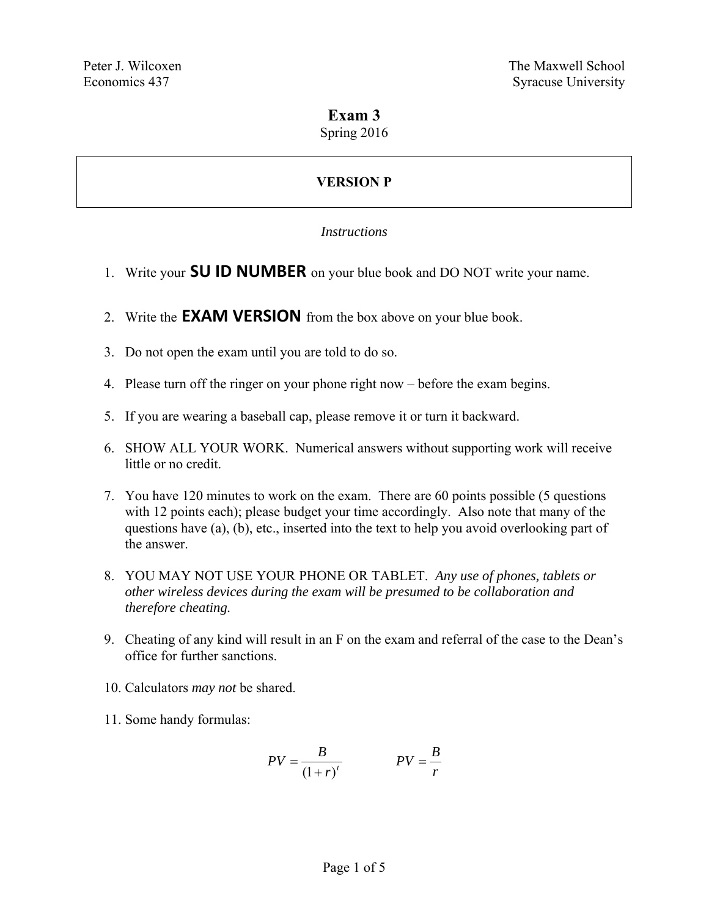Peter J. Wilcoxen
Economics 437

The Maxwell School
Syracuse University

# Exam 3

Spring 2016

**VERSION P**

*Instructions*

1. Write your **SU ID NUMBER** on your blue book and DO NOT write your name.
2. Write the **EXAM VERSION** from the box above on your blue book.
3. Do not open the exam until you are told to do so.
4. Please turn off the ringer on your phone right now – before the exam begins.
5. If you are wearing a baseball cap, please remove it or turn it backward.
6. SHOW ALL YOUR WORK. Numerical answers without supporting work will receive little or no credit.
7. You have 120 minutes to work on the exam. There are 60 points possible (5 questions with 12 points each); please budget your time accordingly. Also note that many of the questions have (a), (b), etc., inserted into the text to help you avoid overlooking part of the answer.
8. YOU MAY NOT USE YOUR PHONE OR TABLET. *Any use of phones, tablets or other wireless devices during the exam will be presumed to be collaboration and therefore cheating.*
9. Cheating of any kind will result in an F on the exam and referral of the case to the Dean's office for further sanctions.
10. Calculators *may not* be shared.
11. Some handy formulas:

$$PV = \frac{B}{(1+r)^t} \qquad\qquad PV = \frac{B}{r}$$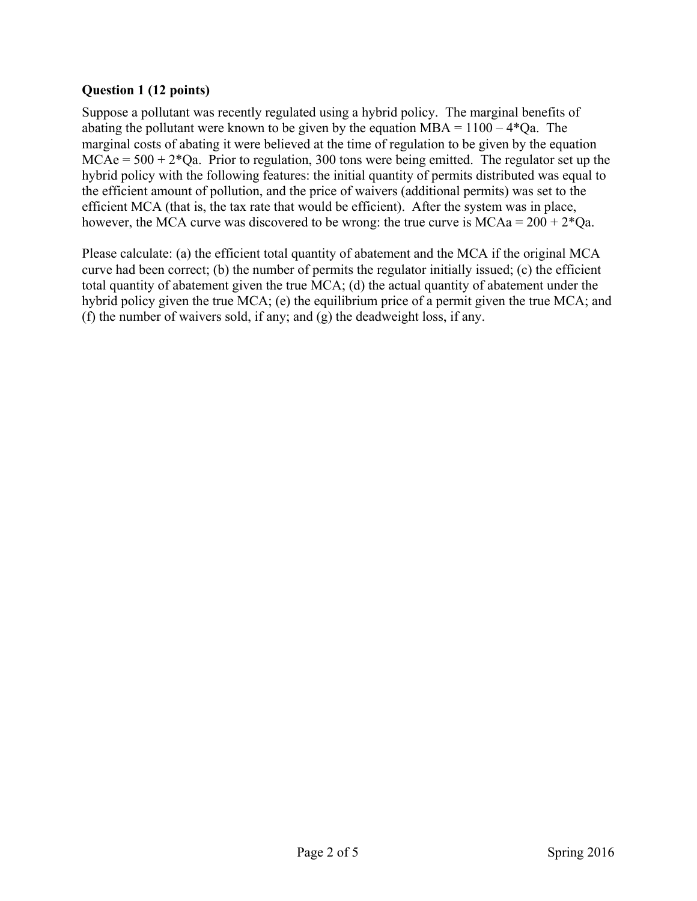**Question 1 (12 points)**

Suppose a pollutant was recently regulated using a hybrid policy. The marginal benefits of abating the pollutant were known to be given by the equation $MBA = 1100 - 4*Qa$. The marginal costs of abating it were believed at the time of regulation to be given by the equation $MCAe = 500 + 2*Qa$. Prior to regulation, 300 tons were being emitted. The regulator set up the hybrid policy with the following features: the initial quantity of permits distributed was equal to the efficient amount of pollution, and the price of waivers (additional permits) was set to the efficient MCA (that is, the tax rate that would be efficient). After the system was in place, however, the MCA curve was discovered to be wrong: the true curve is $MCAa = 200 + 2*Qa$.

Please calculate: (a) the efficient total quantity of abatement and the MCA if the original MCA curve had been correct; (b) the number of permits the regulator initially issued; (c) the efficient total quantity of abatement given the true MCA; (d) the actual quantity of abatement under the hybrid policy given the true MCA; (e) the equilibrium price of a permit given the true MCA; and (f) the number of waivers sold, if any; and (g) the deadweight loss, if any.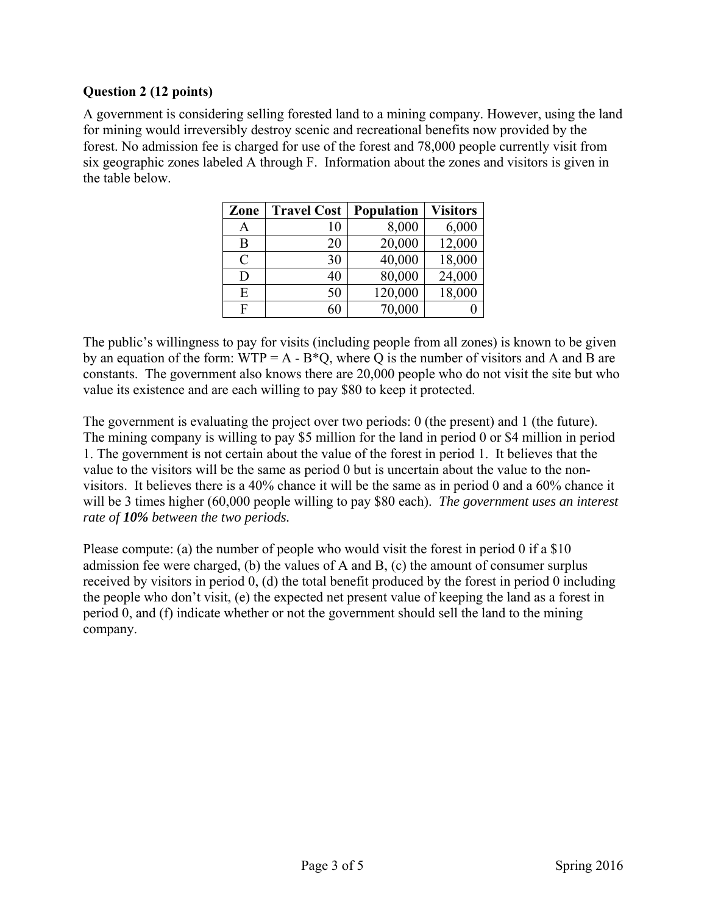**Question 2 (12 points)**

A government is considering selling forested land to a mining company. However, using the land for mining would irreversibly destroy scenic and recreational benefits now provided by the forest. No admission fee is charged for use of the forest and 78,000 people currently visit from six geographic zones labeled A through F. Information about the zones and visitors is given in the table below.

| Zone | Travel Cost | Population | Visitors |
|---|---|---|---|
| A | 10 | 8,000 | 6,000 |
| B | 20 | 20,000 | 12,000 |
| C | 30 | 40,000 | 18,000 |
| D | 40 | 80,000 | 24,000 |
| E | 50 | 120,000 | 18,000 |
| F | 60 | 70,000 | 0 |

The public's willingness to pay for visits (including people from all zones) is known to be given by an equation of the form: $WTP = A - B*Q$, where Q is the number of visitors and A and B are constants. The government also knows there are 20,000 people who do not visit the site but who value its existence and are each willing to pay $80 to keep it protected.

The government is evaluating the project over two periods: 0 (the present) and 1 (the future). The mining company is willing to pay $5 million for the land in period 0 or $4 million in period 1. The government is not certain about the value of the forest in period 1. It believes that the value to the visitors will be the same as period 0 but is uncertain about the value to the non-visitors. It believes there is a 40% chance it will be the same as in period 0 and a 60% chance it will be 3 times higher (60,000 people willing to pay $80 each). *The government uses an interest rate of **10%** between the two periods.*

Please compute: (a) the number of people who would visit the forest in period 0 if a $10 admission fee were charged, (b) the values of A and B, (c) the amount of consumer surplus received by visitors in period 0, (d) the total benefit produced by the forest in period 0 including the people who don't visit, (e) the expected net present value of keeping the land as a forest in period 0, and (f) indicate whether or not the government should sell the land to the mining company.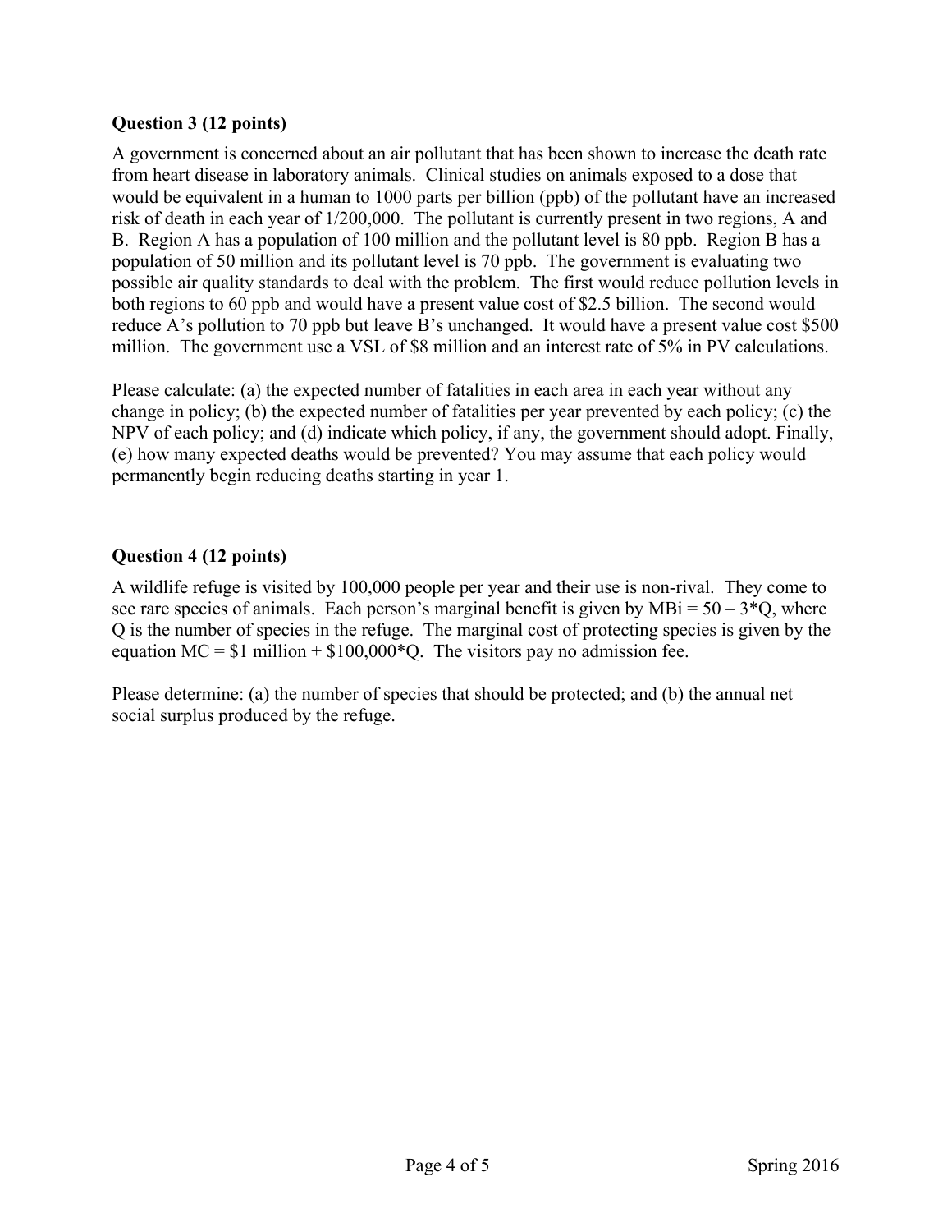**Question 3 (12 points)**

A government is concerned about an air pollutant that has been shown to increase the death rate from heart disease in laboratory animals. Clinical studies on animals exposed to a dose that would be equivalent in a human to 1000 parts per billion (ppb) of the pollutant have an increased risk of death in each year of 1/200,000. The pollutant is currently present in two regions, A and B. Region A has a population of 100 million and the pollutant level is 80 ppb. Region B has a population of 50 million and its pollutant level is 70 ppb. The government is evaluating two possible air quality standards to deal with the problem. The first would reduce pollution levels in both regions to 60 ppb and would have a present value cost of $2.5 billion. The second would reduce A's pollution to 70 ppb but leave B's unchanged. It would have a present value cost $500 million. The government use a VSL of $8 million and an interest rate of 5% in PV calculations.

Please calculate: (a) the expected number of fatalities in each area in each year without any change in policy; (b) the expected number of fatalities per year prevented by each policy; (c) the NPV of each policy; and (d) indicate which policy, if any, the government should adopt. Finally, (e) how many expected deaths would be prevented? You may assume that each policy would permanently begin reducing deaths starting in year 1.

**Question 4 (12 points)**

A wildlife refuge is visited by 100,000 people per year and their use is non-rival. They come to see rare species of animals. Each person's marginal benefit is given by $MB_i = 50 - 3*Q$, where $Q$ is the number of species in the refuge. The marginal cost of protecting species is given by the equation $MC = \$1 \text{ million} + \$100{,}000*Q$. The visitors pay no admission fee.

Please determine: (a) the number of species that should be protected; and (b) the annual net social surplus produced by the refuge.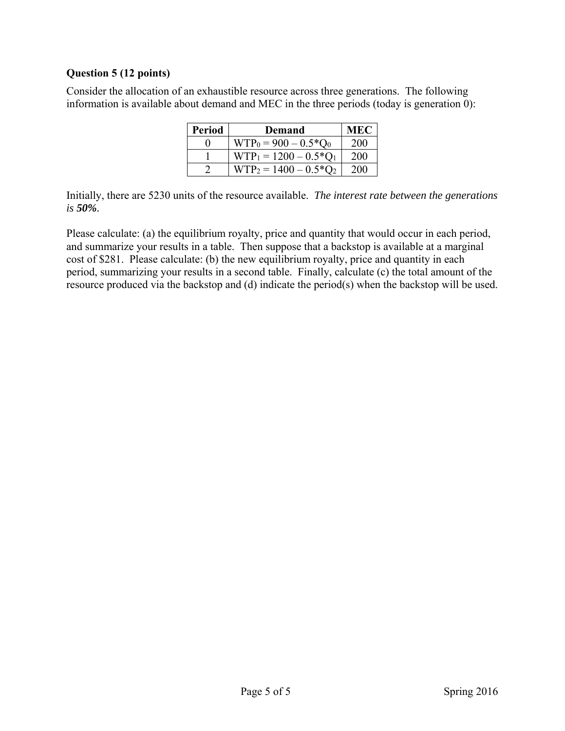**Question 5 (12 points)**

Consider the allocation of an exhaustible resource across three generations. The following information is available about demand and MEC in the three periods (today is generation 0):

| Period | Demand | MEC |
|---|---|---|
| 0 | $WTP_0 = 900 - 0.5*Q_0$ | 200 |
| 1 | $WTP_1 = 1200 - 0.5*Q_1$ | 200 |
| 2 | $WTP_2 = 1400 - 0.5*Q_2$ | 200 |

Initially, there are 5230 units of the resource available. *The interest rate between the generations is **50%**.*

Please calculate: (a) the equilibrium royalty, price and quantity that would occur in each period, and summarize your results in a table. Then suppose that a backstop is available at a marginal cost of \$281. Please calculate: (b) the new equilibrium royalty, price and quantity in each period, summarizing your results in a second table. Finally, calculate (c) the total amount of the resource produced via the backstop and (d) indicate the period(s) when the backstop will be used.